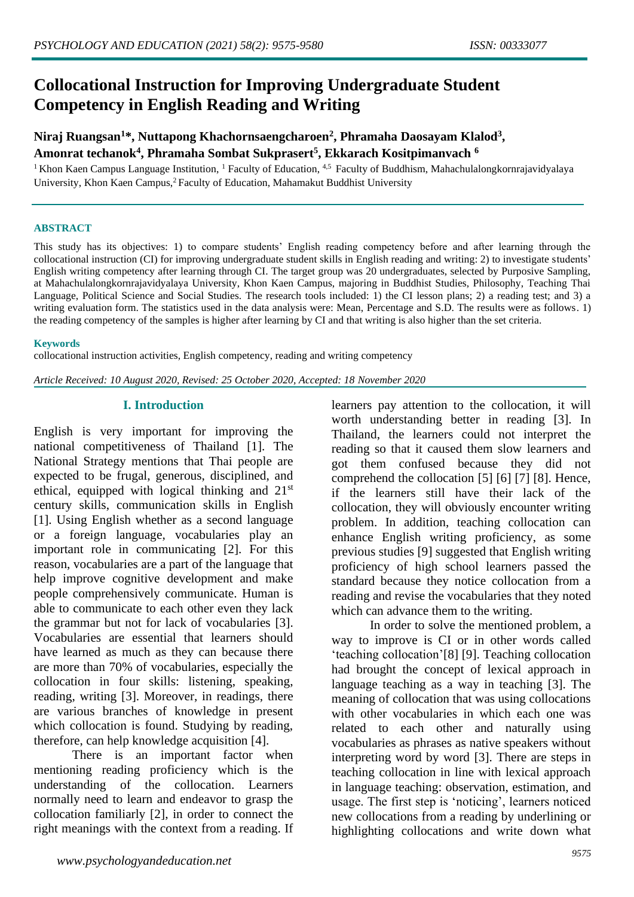# Collocational Instruction for Improving Undergraduate Student Competency in English Reading and Writing

**Niraj Ruangsan[1]\*, Nuttapong Khachornsaengcharoen[2], Phramaha Daosayam Klalod[3], Amonrat techanok[4], Phramaha Sombat Sukprasert[5], Ekkarach Kositpimanvach [6]**

[1] Khon Kaen Campus Language Institution, [1] Faculty of Education, [4,5] Faculty of Buddhism, Mahachulalongkornrajavidyalaya University, Khon Kaen Campus,[2] Faculty of Education, Mahamakut Buddhist University

### ABSTRACT

This study has its objectives: 1) to compare students' English reading competency before and after learning through the collocational instruction (CI) for improving undergraduate student skills in English reading and writing: 2) to investigate students' English writing competency after learning through CI. The target group was 20 undergraduates, selected by Purposive Sampling, at Mahachulalongkornrajavidyalaya University, Khon Kaen Campus, majoring in Buddhist Studies, Philosophy, Teaching Thai Language, Political Science and Social Studies. The research tools included: 1) the CI lesson plans; 2) a reading test; and 3) a writing evaluation form. The statistics used in the data analysis were: Mean, Percentage and S.D. The results were as follows. 1) the reading competency of the samples is higher after learning by CI and that writing is also higher than the set criteria.

### Keywords

collocational instruction activities, English competency, reading and writing competency

*Article Received: 10 August 2020, Revised: 25 October 2020, Accepted: 18 November 2020*

## I. Introduction

English is very important for improving the national competitiveness of Thailand [1]. The National Strategy mentions that Thai people are expected to be frugal, generous, disciplined, and ethical, equipped with logical thinking and 21st century skills, communication skills in English [1]. Using English whether as a second language or a foreign language, vocabularies play an important role in communicating [2]. For this reason, vocabularies are a part of the language that help improve cognitive development and make people comprehensively communicate. Human is able to communicate to each other even they lack the grammar but not for lack of vocabularies [3]. Vocabularies are essential that learners should have learned as much as they can because there are more than 70% of vocabularies, especially the collocation in four skills: listening, speaking, reading, writing [3]. Moreover, in readings, there are various branches of knowledge in present which collocation is found. Studying by reading, therefore, can help knowledge acquisition [4].

There is an important factor when mentioning reading proficiency which is the understanding of the collocation. Learners normally need to learn and endeavor to grasp the collocation familiarly [2], in order to connect the right meanings with the context from a reading. If learners pay attention to the collocation, it will worth understanding better in reading [3]. In Thailand, the learners could not interpret the reading so that it caused them slow learners and got them confused because they did not comprehend the collocation [5] [6] [7] [8]. Hence, if the learners still have their lack of the collocation, they will obviously encounter writing problem. In addition, teaching collocation can enhance English writing proficiency, as some previous studies [9] suggested that English writing proficiency of high school learners passed the standard because they notice collocation from a reading and revise the vocabularies that they noted which can advance them to the writing.

In order to solve the mentioned problem, a way to improve is CI or in other words called 'teaching collocation'[8] [9]. Teaching collocation had brought the concept of lexical approach in language teaching as a way in teaching [3]. The meaning of collocation that was using collocations with other vocabularies in which each one was related to each other and naturally using vocabularies as phrases as native speakers without interpreting word by word [3]. There are steps in teaching collocation in line with lexical approach in language teaching: observation, estimation, and usage. The first step is 'noticing', learners noticed new collocations from a reading by underlining or highlighting collocations and write down what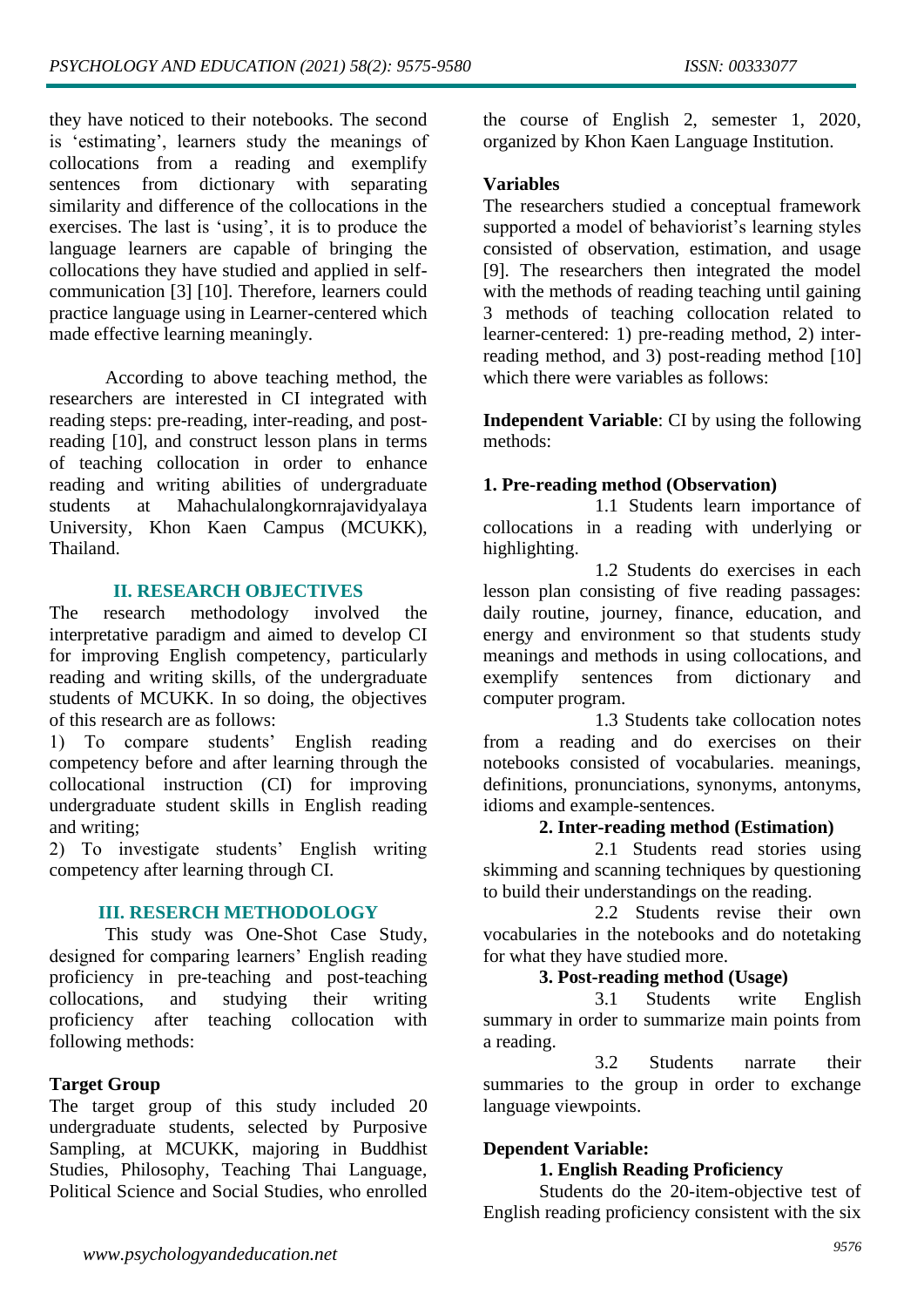they have noticed to their notebooks. The second is 'estimating', learners study the meanings of collocations from a reading and exemplify sentences from dictionary with separating similarity and difference of the collocations in the exercises. The last is 'using', it is to produce the language learners are capable of bringing the collocations they have studied and applied in self-communication [3] [10]. Therefore, learners could practice language using in Learner-centered which made effective learning meaningly.

According to above teaching method, the researchers are interested in CI integrated with reading steps: pre-reading, inter-reading, and post-reading [10], and construct lesson plans in terms of teaching collocation in order to enhance reading and writing abilities of undergraduate students at Mahachulalongkornrajavidyalaya University, Khon Kaen Campus (MCUKK), Thailand.

## II. RESEARCH OBJECTIVES

The research methodology involved the interpretative paradigm and aimed to develop CI for improving English competency, particularly reading and writing skills, of the undergraduate students of MCUKK. In so doing, the objectives of this research are as follows:

1) To compare students' English reading competency before and after learning through the collocational instruction (CI) for improving undergraduate student skills in English reading and writing;
2) To investigate students' English writing competency after learning through CI.

## III. RESERCH METHODOLOGY

This study was One-Shot Case Study, designed for comparing learners' English reading proficiency in pre-teaching and post-teaching collocations, and studying their writing proficiency after teaching collocation with following methods:

**Target Group**

The target group of this study included 20 undergraduate students, selected by Purposive Sampling, at MCUKK, majoring in Buddhist Studies, Philosophy, Teaching Thai Language, Political Science and Social Studies, who enrolled the course of English 2, semester 1, 2020, organized by Khon Kaen Language Institution.

**Variables**

The researchers studied a conceptual framework supported a model of behaviorist's learning styles consisted of observation, estimation, and usage [9]. The researchers then integrated the model with the methods of reading teaching until gaining 3 methods of teaching collocation related to learner-centered: 1) pre-reading method, 2) inter-reading method, and 3) post-reading method [10] which there were variables as follows:

**Independent Variable**: CI by using the following methods:

**1. Pre-reading method (Observation)**

1.1 Students learn importance of collocations in a reading with underlying or highlighting.

1.2 Students do exercises in each lesson plan consisting of five reading passages: daily routine, journey, finance, education, and energy and environment so that students study meanings and methods in using collocations, and exemplify sentences from dictionary and computer program.

1.3 Students take collocation notes from a reading and do exercises on their notebooks consisted of vocabularies. meanings, definitions, pronunciations, synonyms, antonyms, idioms and example-sentences.

**2. Inter-reading method (Estimation)**

2.1 Students read stories using skimming and scanning techniques by questioning to build their understandings on the reading.

2.2 Students revise their own vocabularies in the notebooks and do notetaking for what they have studied more.

**3. Post-reading method (Usage)**

3.1 Students write English summary in order to summarize main points from a reading.

3.2 Students narrate their summaries to the group in order to exchange language viewpoints.

**Dependent Variable:**

**1. English Reading Proficiency**

Students do the 20-item-objective test of English reading proficiency consistent with the six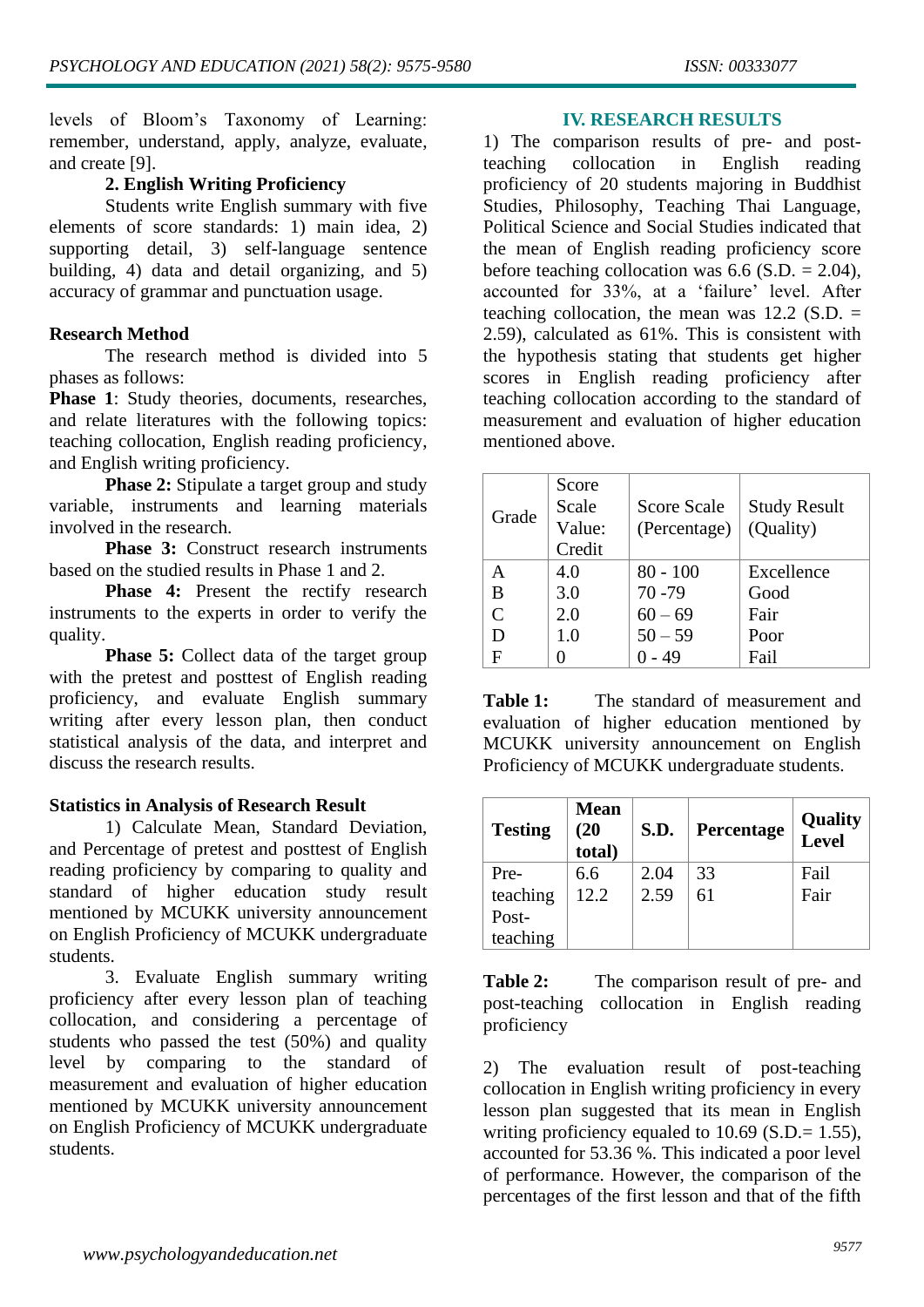levels of Bloom's Taxonomy of Learning: remember, understand, apply, analyze, evaluate, and create [9].

**2. English Writing Proficiency**

Students write English summary with five elements of score standards: 1) main idea, 2) supporting detail, 3) self-language sentence building, 4) data and detail organizing, and 5) accuracy of grammar and punctuation usage.

**Research Method**

The research method is divided into 5 phases as follows:

**Phase 1**: Study theories, documents, researches, and relate literatures with the following topics: teaching collocation, English reading proficiency, and English writing proficiency.

**Phase 2:** Stipulate a target group and study variable, instruments and learning materials involved in the research.

**Phase 3:** Construct research instruments based on the studied results in Phase 1 and 2.

**Phase 4:** Present the rectify research instruments to the experts in order to verify the quality.

**Phase 5:** Collect data of the target group with the pretest and posttest of English reading proficiency, and evaluate English summary writing after every lesson plan, then conduct statistical analysis of the data, and interpret and discuss the research results.

**Statistics in Analysis of Research Result**

1) Calculate Mean, Standard Deviation, and Percentage of pretest and posttest of English reading proficiency by comparing to quality and standard of higher education study result mentioned by MCUKK university announcement on English Proficiency of MCUKK undergraduate students.

3. Evaluate English summary writing proficiency after every lesson plan of teaching collocation, and considering a percentage of students who passed the test (50%) and quality level by comparing to the standard of measurement and evaluation of higher education mentioned by MCUKK university announcement on English Proficiency of MCUKK undergraduate students.

## IV. RESEARCH RESULTS

1) The comparison results of pre- and post-teaching collocation in English reading proficiency of 20 students majoring in Buddhist Studies, Philosophy, Teaching Thai Language, Political Science and Social Studies indicated that the mean of English reading proficiency score before teaching collocation was 6.6 (S.D. = 2.04), accounted for 33%, at a 'failure' level. After teaching collocation, the mean was 12.2 (S.D. = 2.59), calculated as 61%. This is consistent with the hypothesis stating that students get higher scores in English reading proficiency after teaching collocation according to the standard of measurement and evaluation of higher education mentioned above.

| Grade | Score Scale Value: Credit | Score Scale (Percentage) | Study Result (Quality) |
|---|---|---|---|
| A | 4.0 | 80 - 100 | Excellence |
| B | 3.0 | 70 -79 | Good |
| C | 2.0 | 60 – 69 | Fair |
| D | 1.0 | 50 – 59 | Poor |
| F | 0 | 0 - 49 | Fail |

**Table 1:** The standard of measurement and evaluation of higher education mentioned by MCUKK university announcement on English Proficiency of MCUKK undergraduate students.

| Testing | Mean (20 total) | S.D. | Percentage | Quality Level |
|---|---|---|---|---|
| Pre-teaching | 6.6 | 2.04 | 33 | Fail |
| Post-teaching | 12.2 | 2.59 | 61 | Fair |

**Table 2:** The comparison result of pre- and post-teaching collocation in English reading proficiency

2) The evaluation result of post-teaching collocation in English writing proficiency in every lesson plan suggested that its mean in English writing proficiency equaled to 10.69 (S.D.= 1.55), accounted for 53.36 %. This indicated a poor level of performance. However, the comparison of the percentages of the first lesson and that of the fifth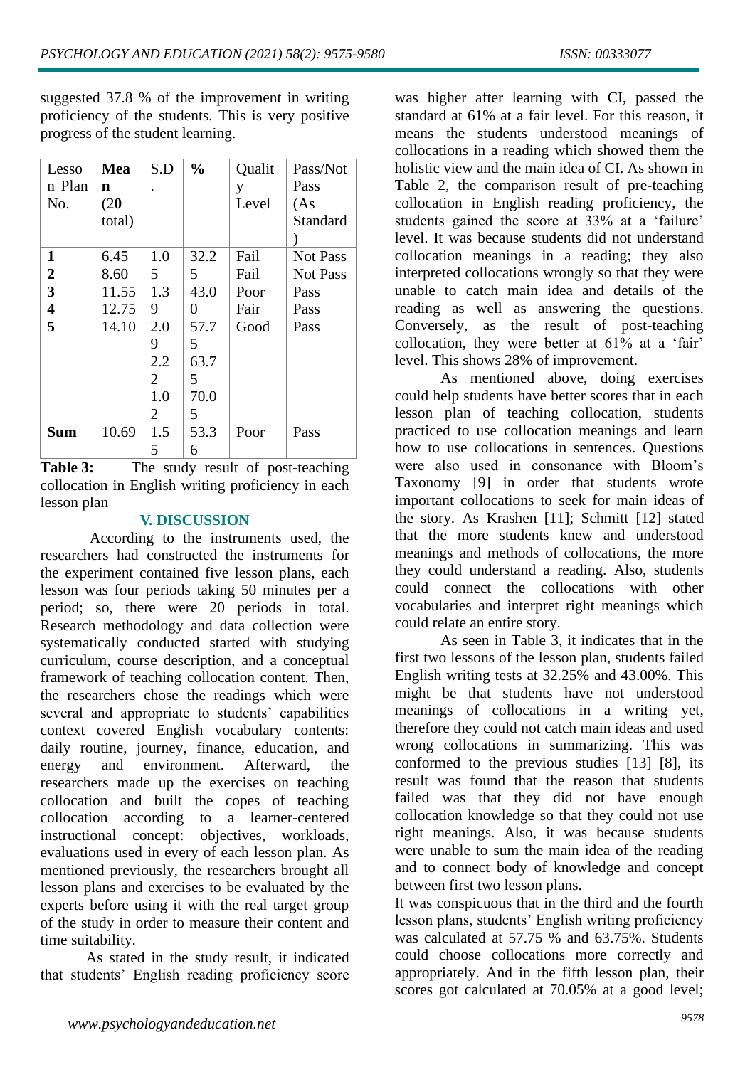suggested 37.8 % of the improvement in writing proficiency of the students. This is very positive progress of the student learning.

| Lesson Plan No. | **Mean (20 total)** | S.D. | **%** | Quality Level | Pass/Not Pass (As Standard) |
|---|---|---|---|---|---|
| **1** | 6.45 | 1.05 | 32.25 | Fail | Not Pass |
| **2** | 8.60 | 1.39 | 43.00 | Fail | Not Pass |
| **3** | 11.55 | 2.09 | 57.75 | Poor | Pass |
| **4** | 12.75 | 2.22 | 63.75 | Fair | Pass |
| **5** | 14.10 | 1.02 | 70.05 | Good | Pass |
| **Sum** | 10.69 | 1.55 | 53.36 | Poor | Pass |

**Table 3:** The study result of post-teaching collocation in English writing proficiency in each lesson plan

## V. DISCUSSION

According to the instruments used, the researchers had constructed the instruments for the experiment contained five lesson plans, each lesson was four periods taking 50 minutes per a period; so, there were 20 periods in total. Research methodology and data collection were systematically conducted started with studying curriculum, course description, and a conceptual framework of teaching collocation content. Then, the researchers chose the readings which were several and appropriate to students' capabilities context covered English vocabulary contents: daily routine, journey, finance, education, and energy and environment. Afterward, the researchers made up the exercises on teaching collocation and built the copes of teaching collocation according to a learner-centered instructional concept: objectives, workloads, evaluations used in every of each lesson plan. As mentioned previously, the researchers brought all lesson plans and exercises to be evaluated by the experts before using it with the real target group of the study in order to measure their content and time suitability.

As stated in the study result, it indicated that students' English reading proficiency score was higher after learning with CI, passed the standard at 61% at a fair level. For this reason, it means the students understood meanings of collocations in a reading which showed them the holistic view and the main idea of CI. As shown in Table 2, the comparison result of pre-teaching collocation in English reading proficiency, the students gained the score at 33% at a 'failure' level. It was because students did not understand collocation meanings in a reading; they also interpreted collocations wrongly so that they were unable to catch main idea and details of the reading as well as answering the questions. Conversely, as the result of post-teaching collocation, they were better at 61% at a 'fair' level. This shows 28% of improvement.

As mentioned above, doing exercises could help students have better scores that in each lesson plan of teaching collocation, students practiced to use collocation meanings and learn how to use collocations in sentences. Questions were also used in consonance with Bloom's Taxonomy [9] in order that students wrote important collocations to seek for main ideas of the story. As Krashen [11]; Schmitt [12] stated that the more students knew and understood meanings and methods of collocations, the more they could understand a reading. Also, students could connect the collocations with other vocabularies and interpret right meanings which could relate an entire story.

As seen in Table 3, it indicates that in the first two lessons of the lesson plan, students failed English writing tests at 32.25% and 43.00%. This might be that students have not understood meanings of collocations in a writing yet, therefore they could not catch main ideas and used wrong collocations in summarizing. This was conformed to the previous studies [13] [8], its result was found that the reason that students failed was that they did not have enough collocation knowledge so that they could not use right meanings. Also, it was because students were unable to sum the main idea of the reading and to connect body of knowledge and concept between first two lesson plans.

It was conspicuous that in the third and the fourth lesson plans, students' English writing proficiency was calculated at 57.75 % and 63.75%. Students could choose collocations more correctly and appropriately. And in the fifth lesson plan, their scores got calculated at 70.05% at a good level;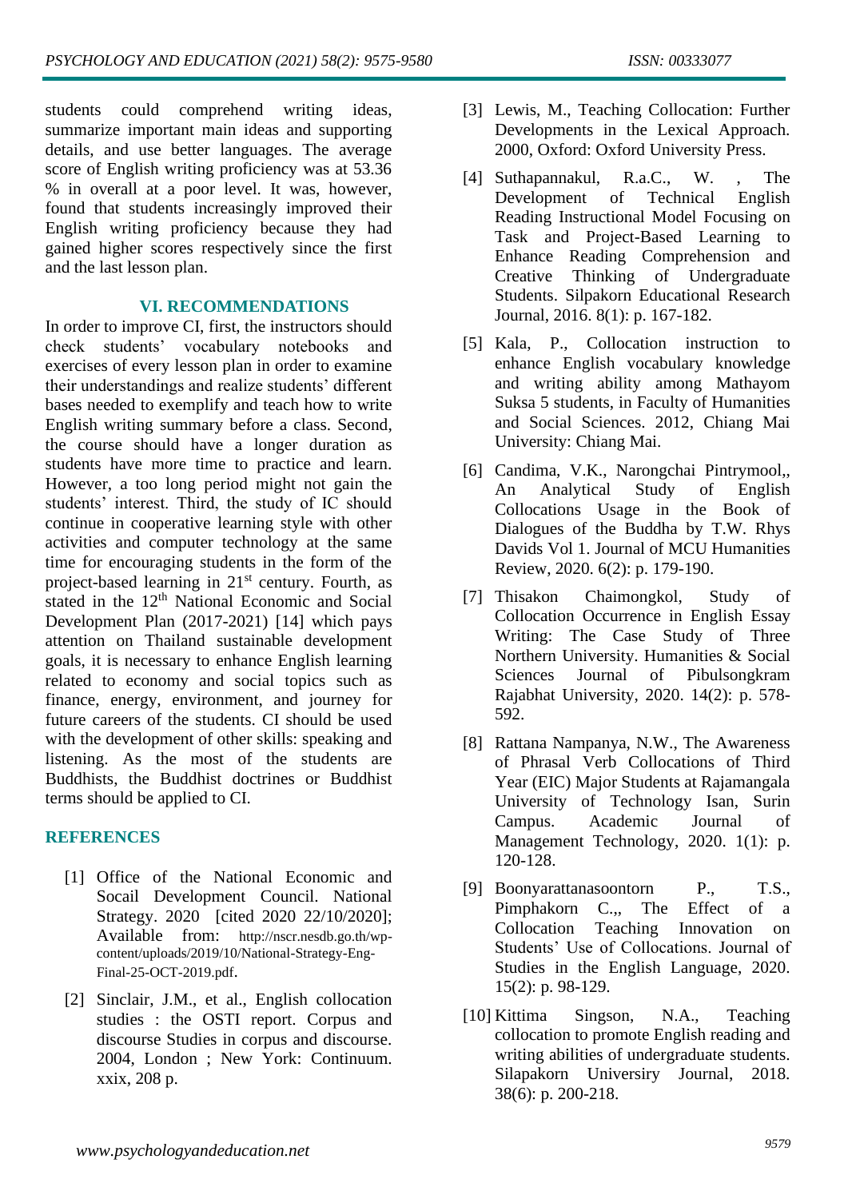students could comprehend writing ideas, summarize important main ideas and supporting details, and use better languages. The average score of English writing proficiency was at 53.36 % in overall at a poor level. It was, however, found that students increasingly improved their English writing proficiency because they had gained higher scores respectively since the first and the last lesson plan.

## VI. RECOMMENDATIONS

In order to improve CI, first, the instructors should check students' vocabulary notebooks and exercises of every lesson plan in order to examine their understandings and realize students' different bases needed to exemplify and teach how to write English writing summary before a class. Second, the course should have a longer duration as students have more time to practice and learn. However, a too long period might not gain the students' interest. Third, the study of IC should continue in cooperative learning style with other activities and computer technology at the same time for encouraging students in the form of the project-based learning in 21st century. Fourth, as stated in the 12th National Economic and Social Development Plan (2017-2021) [14] which pays attention on Thailand sustainable development goals, it is necessary to enhance English learning related to economy and social topics such as finance, energy, environment, and journey for future careers of the students. CI should be used with the development of other skills: speaking and listening. As the most of the students are Buddhists, the Buddhist doctrines or Buddhist terms should be applied to CI.

## REFERENCES

[1] Office of the National Economic and Socail Development Council. National Strategy. 2020 [cited 2020 22/10/2020]; Available from: http://nscr.nesdb.go.th/wp-content/uploads/2019/10/National-Strategy-Eng-Final-25-OCT-2019.pdf.

[2] Sinclair, J.M., et al., English collocation studies : the OSTI report. Corpus and discourse Studies in corpus and discourse. 2004, London ; New York: Continuum. xxix, 208 p.

[3] Lewis, M., Teaching Collocation: Further Developments in the Lexical Approach. 2000, Oxford: Oxford University Press.

[4] Suthapannakul, R.a.C., W. , The Development of Technical English Reading Instructional Model Focusing on Task and Project-Based Learning to Enhance Reading Comprehension and Creative Thinking of Undergraduate Students. Silpakorn Educational Research Journal, 2016. 8(1): p. 167-182.

[5] Kala, P., Collocation instruction to enhance English vocabulary knowledge and writing ability among Mathayom Suksa 5 students, in Faculty of Humanities and Social Sciences. 2012, Chiang Mai University: Chiang Mai.

[6] Candima, V.K., Narongchai Pintrymool,, An Analytical Study of English Collocations Usage in the Book of Dialogues of the Buddha by T.W. Rhys Davids Vol 1. Journal of MCU Humanities Review, 2020. 6(2): p. 179-190.

[7] Thisakon Chaimongkol, Study of Collocation Occurrence in English Essay Writing: The Case Study of Three Northern University. Humanities & Social Sciences Journal of Pibulsongkram Rajabhat University, 2020. 14(2): p. 578-592.

[8] Rattana Nampanya, N.W., The Awareness of Phrasal Verb Collocations of Third Year (EIC) Major Students at Rajamangala University of Technology Isan, Surin Campus. Academic Journal of Management Technology, 2020. 1(1): p. 120-128.

[9] Boonyarattanasoontorn P., T.S., Pimphakorn C.,, The Effect of a Collocation Teaching Innovation on Students' Use of Collocations. Journal of Studies in the English Language, 2020. 15(2): p. 98-129.

[10] Kittima Singson, N.A., Teaching collocation to promote English reading and writing abilities of undergraduate students. Silapakorn Universiry Journal, 2018. 38(6): p. 200-218.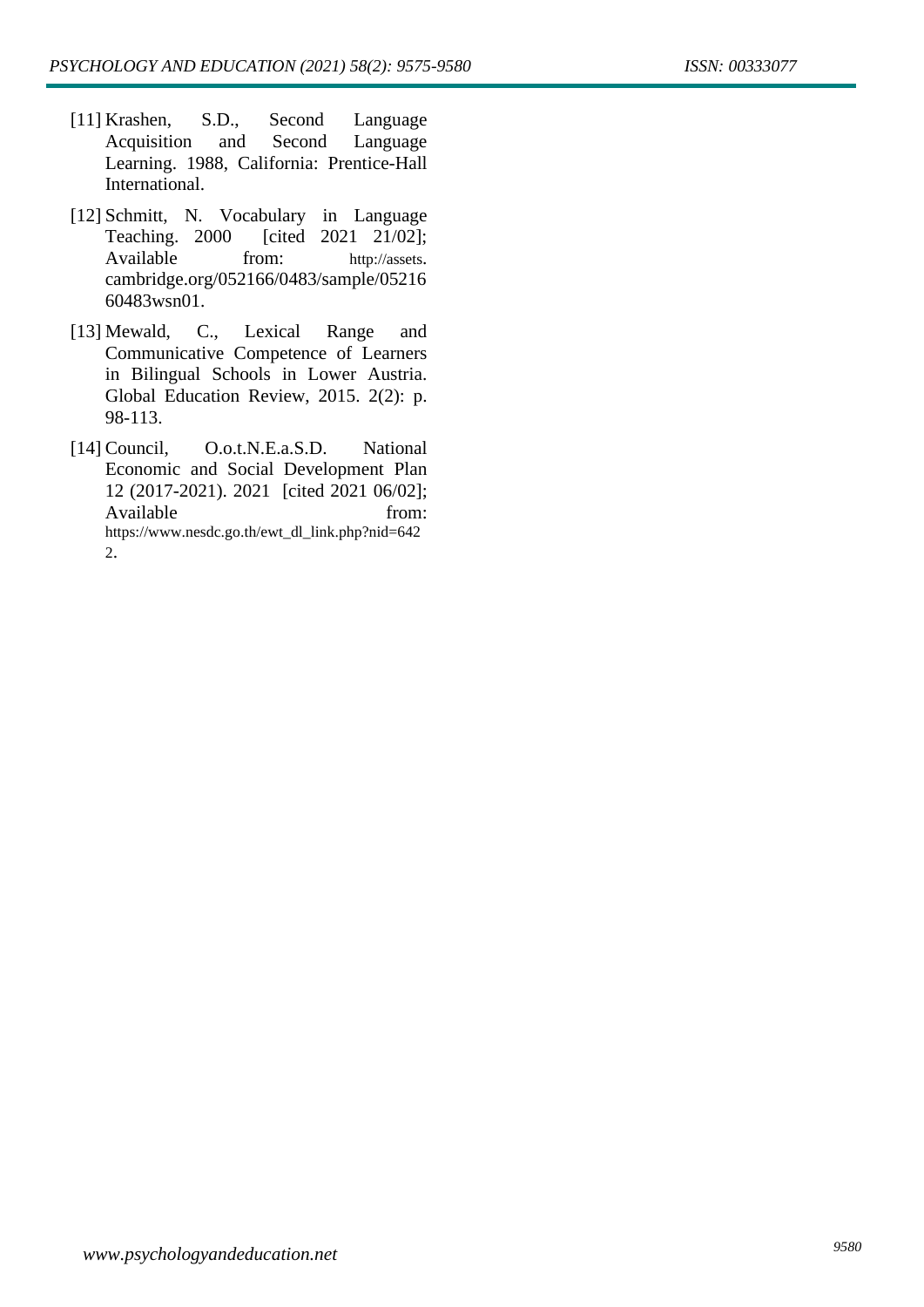[11] Krashen, S.D., Second Language Acquisition and Second Language Learning. 1988, California: Prentice-Hall International.

[12] Schmitt, N. Vocabulary in Language Teaching. 2000 [cited 2021 21/02]; Available from: http://assets. cambridge.org/052166/0483/sample/0521660483wsn01.

[13] Mewald, C., Lexical Range and Communicative Competence of Learners in Bilingual Schools in Lower Austria. Global Education Review, 2015. 2(2): p. 98-113.

[14] Council, O.o.t.N.E.a.S.D. National Economic and Social Development Plan 12 (2017-2021). 2021 [cited 2021 06/02]; Available from: https://www.nesdc.go.th/ewt_dl_link.php?nid=6422.